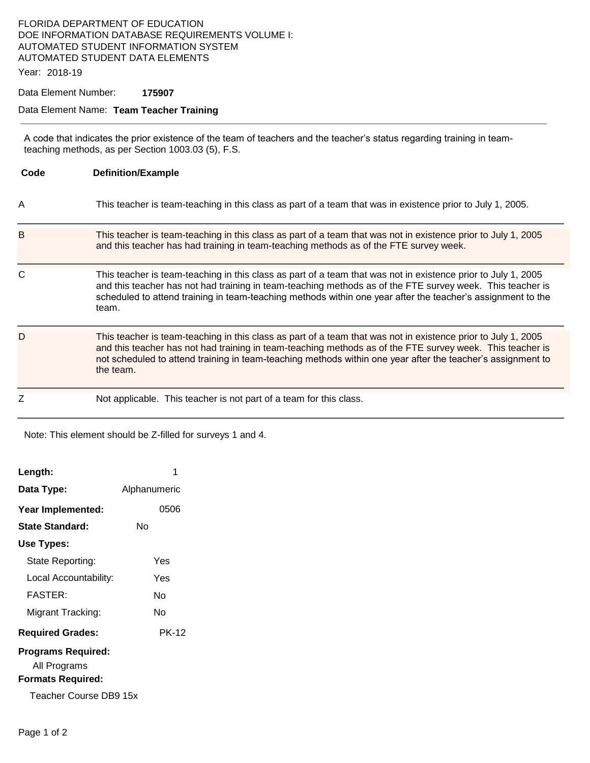FLORIDA DEPARTMENT OF EDUCATION
DOE INFORMATION DATABASE REQUIREMENTS VOLUME I:
AUTOMATED STUDENT INFORMATION SYSTEM
AUTOMATED STUDENT DATA ELEMENTS

Year: 2018-19

Data Element Number: **175907**

Data Element Name: **Team Teacher Training**

---

A code that indicates the prior existence of the team of teachers and the teacher's status regarding training in team-teaching methods, as per Section 1003.03 (5), F.S.

| Code | Definition/Example |
|---|---|
| A | This teacher is team-teaching in this class as part of a team that was in existence prior to July 1, 2005. |
| B | This teacher is team-teaching in this class as part of a team that was not in existence prior to July 1, 2005 and this teacher has had training in team-teaching methods as of the FTE survey week. |
| C | This teacher is team-teaching in this class as part of a team that was not in existence prior to July 1, 2005 and this teacher has not had training in team-teaching methods as of the FTE survey week. This teacher is scheduled to attend training in team-teaching methods within one year after the teacher's assignment to the team. |
| D | This teacher is team-teaching in this class as part of a team that was not in existence prior to July 1, 2005 and this teacher has not had training in team-teaching methods as of the FTE survey week. This teacher is not scheduled to attend training in team-teaching methods within one year after the teacher's assignment to the team. |
| Z | Not applicable. This teacher is not part of a team for this class. |

Note: This element should be Z-filled for surveys 1 and 4.

**Length:** 1

**Data Type:** Alphanumeric

**Year Implemented:** 0506

**State Standard:** No

**Use Types:**

- State Reporting: Yes
- Local Accountability: Yes
- FASTER: No
- Migrant Tracking: No

**Required Grades:** PK-12

**Programs Required:**

All Programs

**Formats Required:**

Teacher Course DB9 15x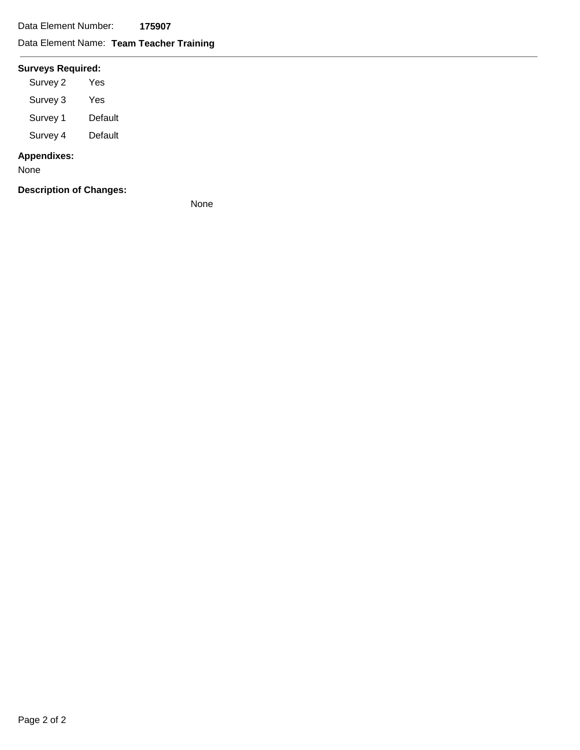Data Element Number: **175907**

Data Element Name: **Team Teacher Training**

---

**Surveys Required:**

| | |
|---|---|
| Survey 2 | Yes |
| Survey 3 | Yes |
| Survey 1 | Default |
| Survey 4 | Default |

**Appendixes:**

None

**Description of Changes:**

None